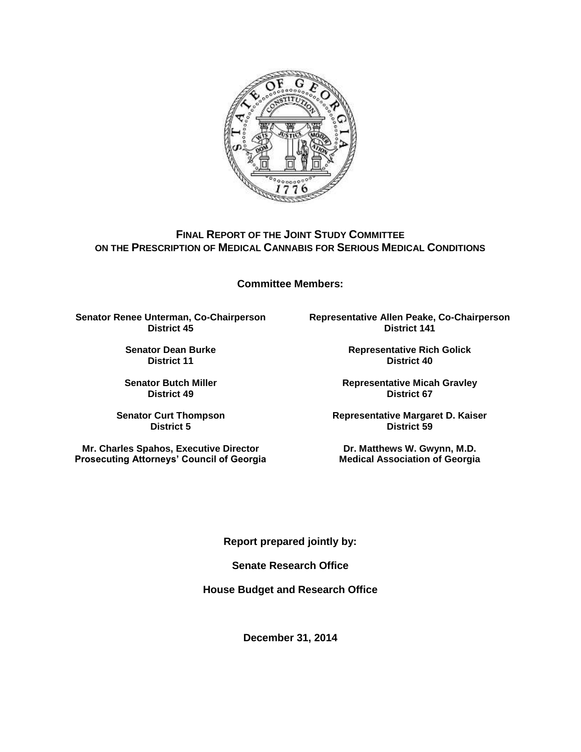# FINAL REPORT OF THE JOINT STUDY COMMITTEE ON THE PRESCRIPTION OF MEDICAL CANNABIS FOR SERIOUS MEDICAL CONDITIONS

**Committee Members:**

**Senator Renee Unterman, Co-Chairperson**
**District 45**

**Representative Allen Peake, Co-Chairperson**
**District 141**

**Senator Dean Burke**
**District 11**

**Representative Rich Golick**
**District 40**

**Senator Butch Miller**
**District 49**

**Representative Micah Gravley**
**District 67**

**Senator Curt Thompson**
**District 5**

**Representative Margaret D. Kaiser**
**District 59**

**Mr. Charles Spahos, Executive Director**
**Prosecuting Attorneys' Council of Georgia**

**Dr. Matthews W. Gwynn, M.D.**
**Medical Association of Georgia**

**Report prepared jointly by:**

**Senate Research Office**

**House Budget and Research Office**

**December 31, 2014**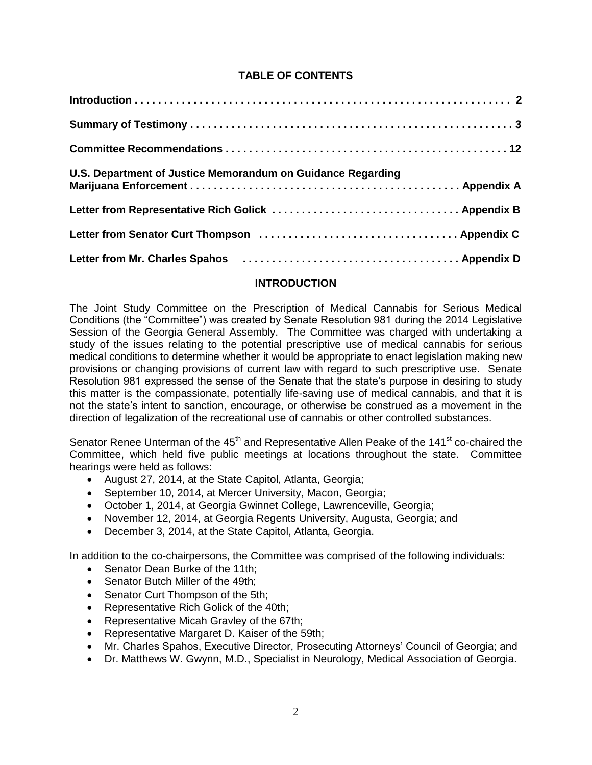## TABLE OF CONTENTS

| | |
|---|---|
| **Introduction** | **2** |
| **Summary of Testimony** | **3** |
| **Committee Recommendations** | **12** |
| **U.S. Department of Justice Memorandum on Guidance Regarding Marijuana Enforcement** | **Appendix A** |
| **Letter from Representative Rich Golick** | **Appendix B** |
| **Letter from Senator Curt Thompson** | **Appendix C** |
| **Letter from Mr. Charles Spahos** | **Appendix D** |

## INTRODUCTION

The Joint Study Committee on the Prescription of Medical Cannabis for Serious Medical Conditions (the "Committee") was created by Senate Resolution 981 during the 2014 Legislative Session of the Georgia General Assembly. The Committee was charged with undertaking a study of the issues relating to the potential prescriptive use of medical cannabis for serious medical conditions to determine whether it would be appropriate to enact legislation making new provisions or changing provisions of current law with regard to such prescriptive use. Senate Resolution 981 expressed the sense of the Senate that the state's purpose in desiring to study this matter is the compassionate, potentially life-saving use of medical cannabis, and that it is not the state's intent to sanction, encourage, or otherwise be construed as a movement in the direction of legalization of the recreational use of cannabis or other controlled substances.

Senator Renee Unterman of the 45th and Representative Allen Peake of the 141st co-chaired the Committee, which held five public meetings at locations throughout the state. Committee hearings were held as follows:

- August 27, 2014, at the State Capitol, Atlanta, Georgia;
- September 10, 2014, at Mercer University, Macon, Georgia;
- October 1, 2014, at Georgia Gwinnet College, Lawrenceville, Georgia;
- November 12, 2014, at Georgia Regents University, Augusta, Georgia; and
- December 3, 2014, at the State Capitol, Atlanta, Georgia.

In addition to the co-chairpersons, the Committee was comprised of the following individuals:

- Senator Dean Burke of the 11th;
- Senator Butch Miller of the 49th;
- Senator Curt Thompson of the 5th;
- Representative Rich Golick of the 40th;
- Representative Micah Gravley of the 67th;
- Representative Margaret D. Kaiser of the 59th;
- Mr. Charles Spahos, Executive Director, Prosecuting Attorneys' Council of Georgia; and
- Dr. Matthews W. Gwynn, M.D., Specialist in Neurology, Medical Association of Georgia.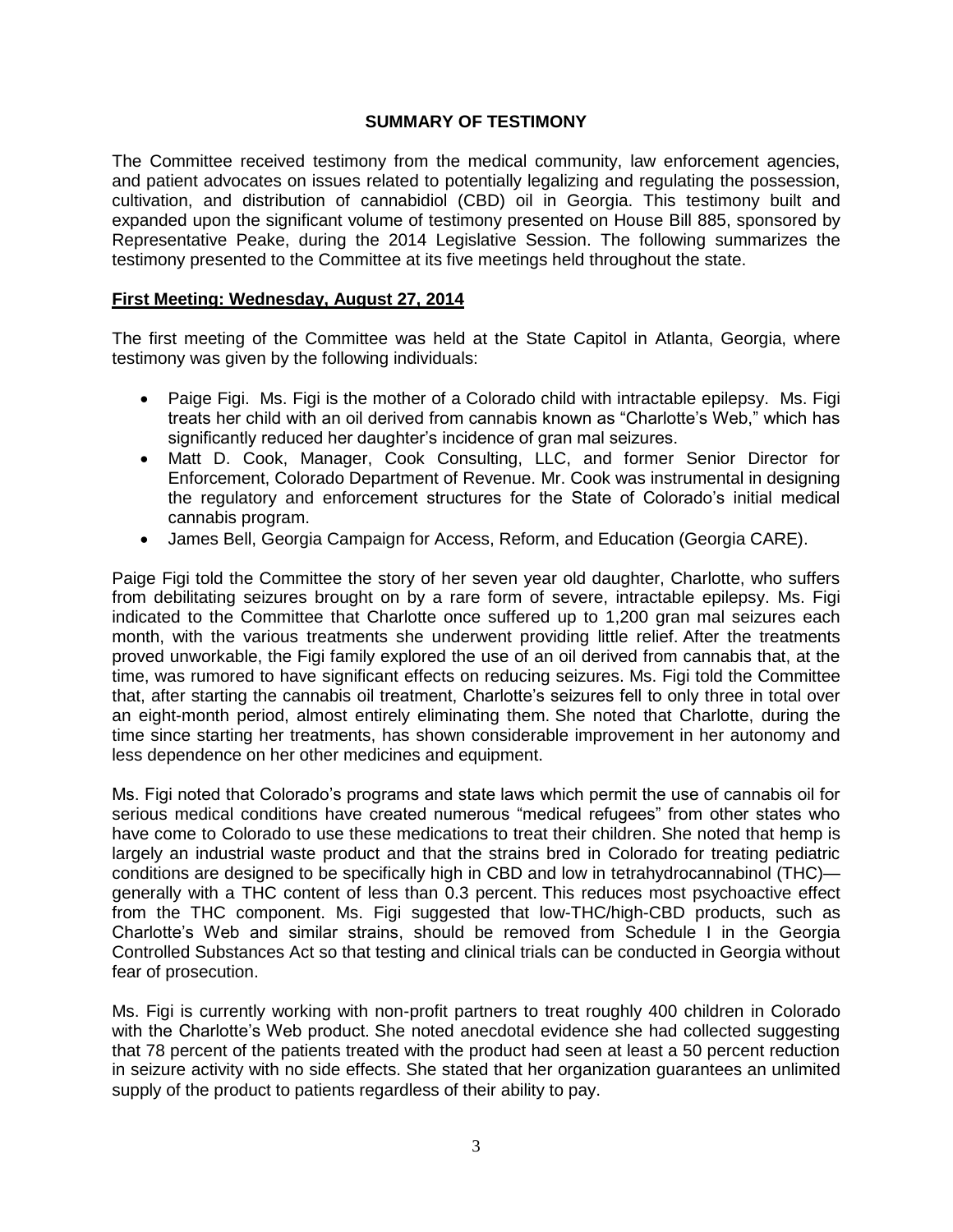## SUMMARY OF TESTIMONY

The Committee received testimony from the medical community, law enforcement agencies, and patient advocates on issues related to potentially legalizing and regulating the possession, cultivation, and distribution of cannabidiol (CBD) oil in Georgia. This testimony built and expanded upon the significant volume of testimony presented on House Bill 885, sponsored by Representative Peake, during the 2014 Legislative Session. The following summarizes the testimony presented to the Committee at its five meetings held throughout the state.

### First Meeting: Wednesday, August 27, 2014

The first meeting of the Committee was held at the State Capitol in Atlanta, Georgia, where testimony was given by the following individuals:

- Paige Figi. Ms. Figi is the mother of a Colorado child with intractable epilepsy. Ms. Figi treats her child with an oil derived from cannabis known as "Charlotte's Web," which has significantly reduced her daughter's incidence of gran mal seizures.
- Matt D. Cook, Manager, Cook Consulting, LLC, and former Senior Director for Enforcement, Colorado Department of Revenue. Mr. Cook was instrumental in designing the regulatory and enforcement structures for the State of Colorado's initial medical cannabis program.
- James Bell, Georgia Campaign for Access, Reform, and Education (Georgia CARE).

Paige Figi told the Committee the story of her seven year old daughter, Charlotte, who suffers from debilitating seizures brought on by a rare form of severe, intractable epilepsy. Ms. Figi indicated to the Committee that Charlotte once suffered up to 1,200 gran mal seizures each month, with the various treatments she underwent providing little relief. After the treatments proved unworkable, the Figi family explored the use of an oil derived from cannabis that, at the time, was rumored to have significant effects on reducing seizures. Ms. Figi told the Committee that, after starting the cannabis oil treatment, Charlotte's seizures fell to only three in total over an eight-month period, almost entirely eliminating them. She noted that Charlotte, during the time since starting her treatments, has shown considerable improvement in her autonomy and less dependence on her other medicines and equipment.

Ms. Figi noted that Colorado's programs and state laws which permit the use of cannabis oil for serious medical conditions have created numerous "medical refugees" from other states who have come to Colorado to use these medications to treat their children. She noted that hemp is largely an industrial waste product and that the strains bred in Colorado for treating pediatric conditions are designed to be specifically high in CBD and low in tetrahydrocannabinol (THC)—generally with a THC content of less than 0.3 percent. This reduces most psychoactive effect from the THC component. Ms. Figi suggested that low-THC/high-CBD products, such as Charlotte's Web and similar strains, should be removed from Schedule I in the Georgia Controlled Substances Act so that testing and clinical trials can be conducted in Georgia without fear of prosecution.

Ms. Figi is currently working with non-profit partners to treat roughly 400 children in Colorado with the Charlotte's Web product. She noted anecdotal evidence she had collected suggesting that 78 percent of the patients treated with the product had seen at least a 50 percent reduction in seizure activity with no side effects. She stated that her organization guarantees an unlimited supply of the product to patients regardless of their ability to pay.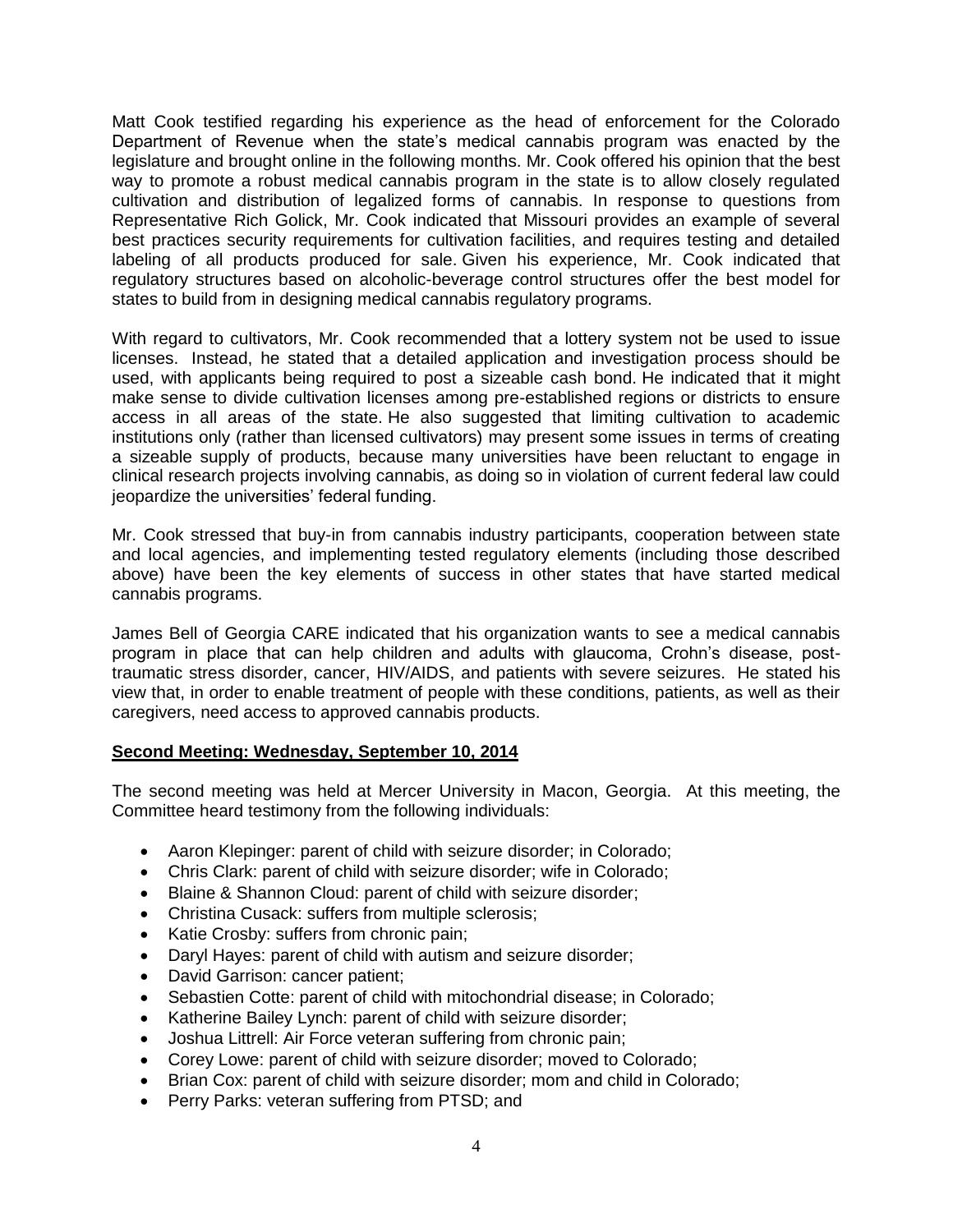Matt Cook testified regarding his experience as the head of enforcement for the Colorado Department of Revenue when the state's medical cannabis program was enacted by the legislature and brought online in the following months. Mr. Cook offered his opinion that the best way to promote a robust medical cannabis program in the state is to allow closely regulated cultivation and distribution of legalized forms of cannabis. In response to questions from Representative Rich Golick, Mr. Cook indicated that Missouri provides an example of several best practices security requirements for cultivation facilities, and requires testing and detailed labeling of all products produced for sale. Given his experience, Mr. Cook indicated that regulatory structures based on alcoholic-beverage control structures offer the best model for states to build from in designing medical cannabis regulatory programs.

With regard to cultivators, Mr. Cook recommended that a lottery system not be used to issue licenses. Instead, he stated that a detailed application and investigation process should be used, with applicants being required to post a sizeable cash bond. He indicated that it might make sense to divide cultivation licenses among pre-established regions or districts to ensure access in all areas of the state. He also suggested that limiting cultivation to academic institutions only (rather than licensed cultivators) may present some issues in terms of creating a sizeable supply of products, because many universities have been reluctant to engage in clinical research projects involving cannabis, as doing so in violation of current federal law could jeopardize the universities' federal funding.

Mr. Cook stressed that buy-in from cannabis industry participants, cooperation between state and local agencies, and implementing tested regulatory elements (including those described above) have been the key elements of success in other states that have started medical cannabis programs.

James Bell of Georgia CARE indicated that his organization wants to see a medical cannabis program in place that can help children and adults with glaucoma, Crohn's disease, post-traumatic stress disorder, cancer, HIV/AIDS, and patients with severe seizures. He stated his view that, in order to enable treatment of people with these conditions, patients, as well as their caregivers, need access to approved cannabis products.

**Second Meeting: Wednesday, September 10, 2014**

The second meeting was held at Mercer University in Macon, Georgia. At this meeting, the Committee heard testimony from the following individuals:

- Aaron Klepinger: parent of child with seizure disorder; in Colorado;
- Chris Clark: parent of child with seizure disorder; wife in Colorado;
- Blaine & Shannon Cloud: parent of child with seizure disorder;
- Christina Cusack: suffers from multiple sclerosis;
- Katie Crosby: suffers from chronic pain;
- Daryl Hayes: parent of child with autism and seizure disorder;
- David Garrison: cancer patient;
- Sebastien Cotte: parent of child with mitochondrial disease; in Colorado;
- Katherine Bailey Lynch: parent of child with seizure disorder;
- Joshua Littrell: Air Force veteran suffering from chronic pain;
- Corey Lowe: parent of child with seizure disorder; moved to Colorado;
- Brian Cox: parent of child with seizure disorder; mom and child in Colorado;
- Perry Parks: veteran suffering from PTSD; and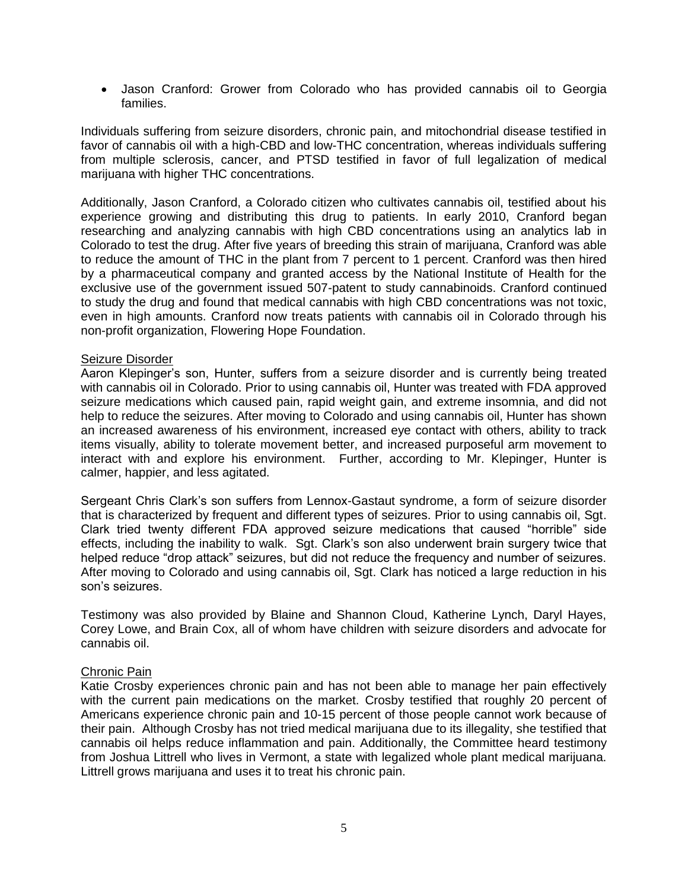- Jason Cranford: Grower from Colorado who has provided cannabis oil to Georgia families.

Individuals suffering from seizure disorders, chronic pain, and mitochondrial disease testified in favor of cannabis oil with a high-CBD and low-THC concentration, whereas individuals suffering from multiple sclerosis, cancer, and PTSD testified in favor of full legalization of medical marijuana with higher THC concentrations.

Additionally, Jason Cranford, a Colorado citizen who cultivates cannabis oil, testified about his experience growing and distributing this drug to patients. In early 2010, Cranford began researching and analyzing cannabis with high CBD concentrations using an analytics lab in Colorado to test the drug. After five years of breeding this strain of marijuana, Cranford was able to reduce the amount of THC in the plant from 7 percent to 1 percent. Cranford was then hired by a pharmaceutical company and granted access by the National Institute of Health for the exclusive use of the government issued 507-patent to study cannabinoids. Cranford continued to study the drug and found that medical cannabis with high CBD concentrations was not toxic, even in high amounts. Cranford now treats patients with cannabis oil in Colorado through his non-profit organization, Flowering Hope Foundation.

<u>Seizure Disorder</u>

Aaron Klepinger's son, Hunter, suffers from a seizure disorder and is currently being treated with cannabis oil in Colorado. Prior to using cannabis oil, Hunter was treated with FDA approved seizure medications which caused pain, rapid weight gain, and extreme insomnia, and did not help to reduce the seizures. After moving to Colorado and using cannabis oil, Hunter has shown an increased awareness of his environment, increased eye contact with others, ability to track items visually, ability to tolerate movement better, and increased purposeful arm movement to interact with and explore his environment. Further, according to Mr. Klepinger, Hunter is calmer, happier, and less agitated.

Sergeant Chris Clark's son suffers from Lennox-Gastaut syndrome, a form of seizure disorder that is characterized by frequent and different types of seizures. Prior to using cannabis oil, Sgt. Clark tried twenty different FDA approved seizure medications that caused "horrible" side effects, including the inability to walk. Sgt. Clark's son also underwent brain surgery twice that helped reduce "drop attack" seizures, but did not reduce the frequency and number of seizures. After moving to Colorado and using cannabis oil, Sgt. Clark has noticed a large reduction in his son's seizures.

Testimony was also provided by Blaine and Shannon Cloud, Katherine Lynch, Daryl Hayes, Corey Lowe, and Brain Cox, all of whom have children with seizure disorders and advocate for cannabis oil.

<u>Chronic Pain</u>

Katie Crosby experiences chronic pain and has not been able to manage her pain effectively with the current pain medications on the market. Crosby testified that roughly 20 percent of Americans experience chronic pain and 10-15 percent of those people cannot work because of their pain. Although Crosby has not tried medical marijuana due to its illegality, she testified that cannabis oil helps reduce inflammation and pain. Additionally, the Committee heard testimony from Joshua Littrell who lives in Vermont, a state with legalized whole plant medical marijuana. Littrell grows marijuana and uses it to treat his chronic pain.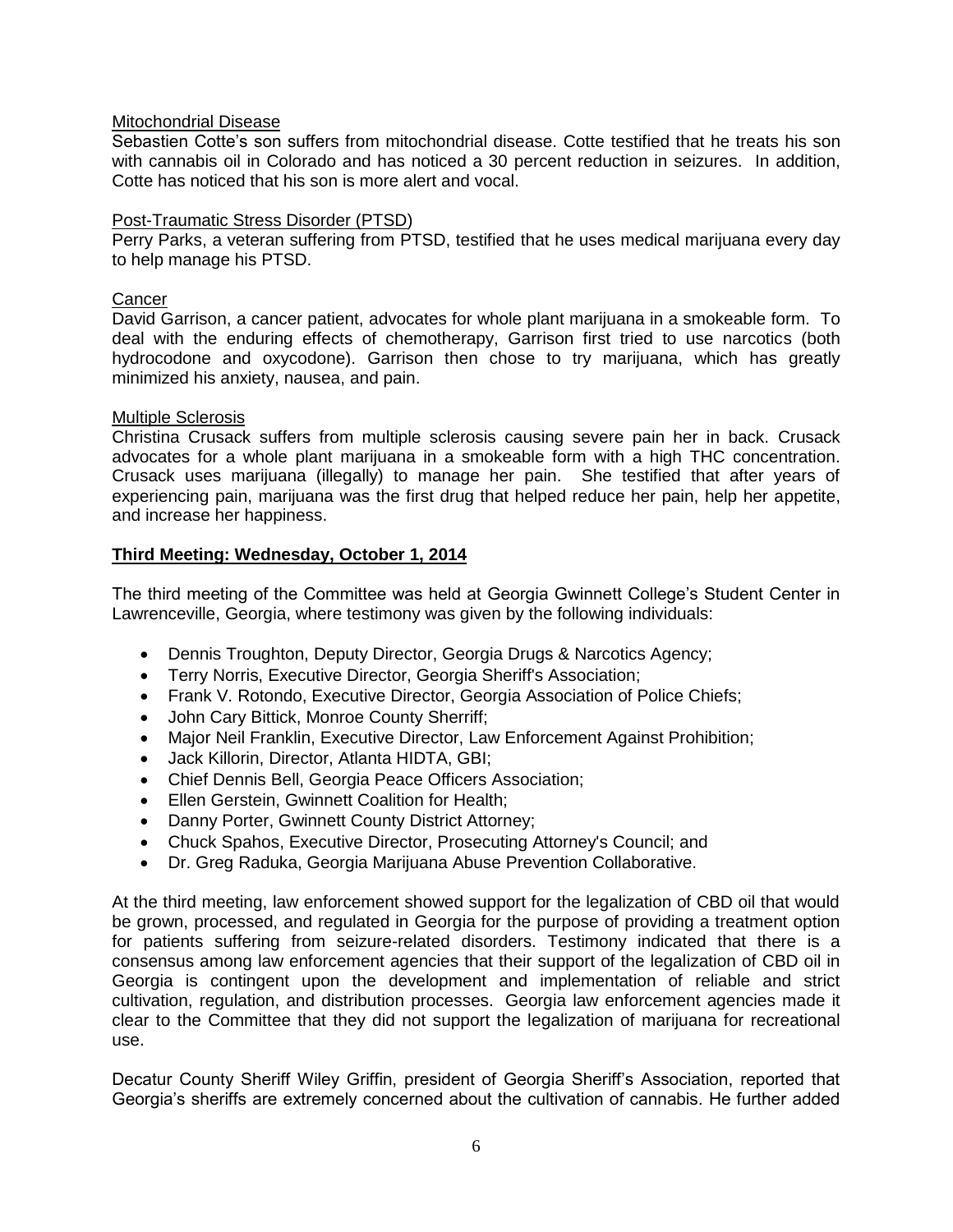<u>Mitochondrial Disease</u>

Sebastien Cotte's son suffers from mitochondrial disease. Cotte testified that he treats his son with cannabis oil in Colorado and has noticed a 30 percent reduction in seizures. In addition, Cotte has noticed that his son is more alert and vocal.

<u>Post-Traumatic Stress Disorder (PTSD)</u>

Perry Parks, a veteran suffering from PTSD, testified that he uses medical marijuana every day to help manage his PTSD.

<u>Cancer</u>

David Garrison, a cancer patient, advocates for whole plant marijuana in a smokeable form. To deal with the enduring effects of chemotherapy, Garrison first tried to use narcotics (both hydrocodone and oxycodone). Garrison then chose to try marijuana, which has greatly minimized his anxiety, nausea, and pain.

<u>Multiple Sclerosis</u>

Christina Crusack suffers from multiple sclerosis causing severe pain her in back. Crusack advocates for a whole plant marijuana in a smokeable form with a high THC concentration. Crusack uses marijuana (illegally) to manage her pain. She testified that after years of experiencing pain, marijuana was the first drug that helped reduce her pain, help her appetite, and increase her happiness.

**<u>Third Meeting: Wednesday, October 1, 2014</u>**

The third meeting of the Committee was held at Georgia Gwinnett College's Student Center in Lawrenceville, Georgia, where testimony was given by the following individuals:

- Dennis Troughton, Deputy Director, Georgia Drugs & Narcotics Agency;
- Terry Norris, Executive Director, Georgia Sheriff's Association;
- Frank V. Rotondo, Executive Director, Georgia Association of Police Chiefs;
- John Cary Bittick, Monroe County Sherriff;
- Major Neil Franklin, Executive Director, Law Enforcement Against Prohibition;
- Jack Killorin, Director, Atlanta HIDTA, GBI;
- Chief Dennis Bell, Georgia Peace Officers Association;
- Ellen Gerstein, Gwinnett Coalition for Health;
- Danny Porter, Gwinnett County District Attorney;
- Chuck Spahos, Executive Director, Prosecuting Attorney's Council; and
- Dr. Greg Raduka, Georgia Marijuana Abuse Prevention Collaborative.

At the third meeting, law enforcement showed support for the legalization of CBD oil that would be grown, processed, and regulated in Georgia for the purpose of providing a treatment option for patients suffering from seizure-related disorders. Testimony indicated that there is a consensus among law enforcement agencies that their support of the legalization of CBD oil in Georgia is contingent upon the development and implementation of reliable and strict cultivation, regulation, and distribution processes. Georgia law enforcement agencies made it clear to the Committee that they did not support the legalization of marijuana for recreational use.

Decatur County Sheriff Wiley Griffin, president of Georgia Sheriff's Association, reported that Georgia's sheriffs are extremely concerned about the cultivation of cannabis. He further added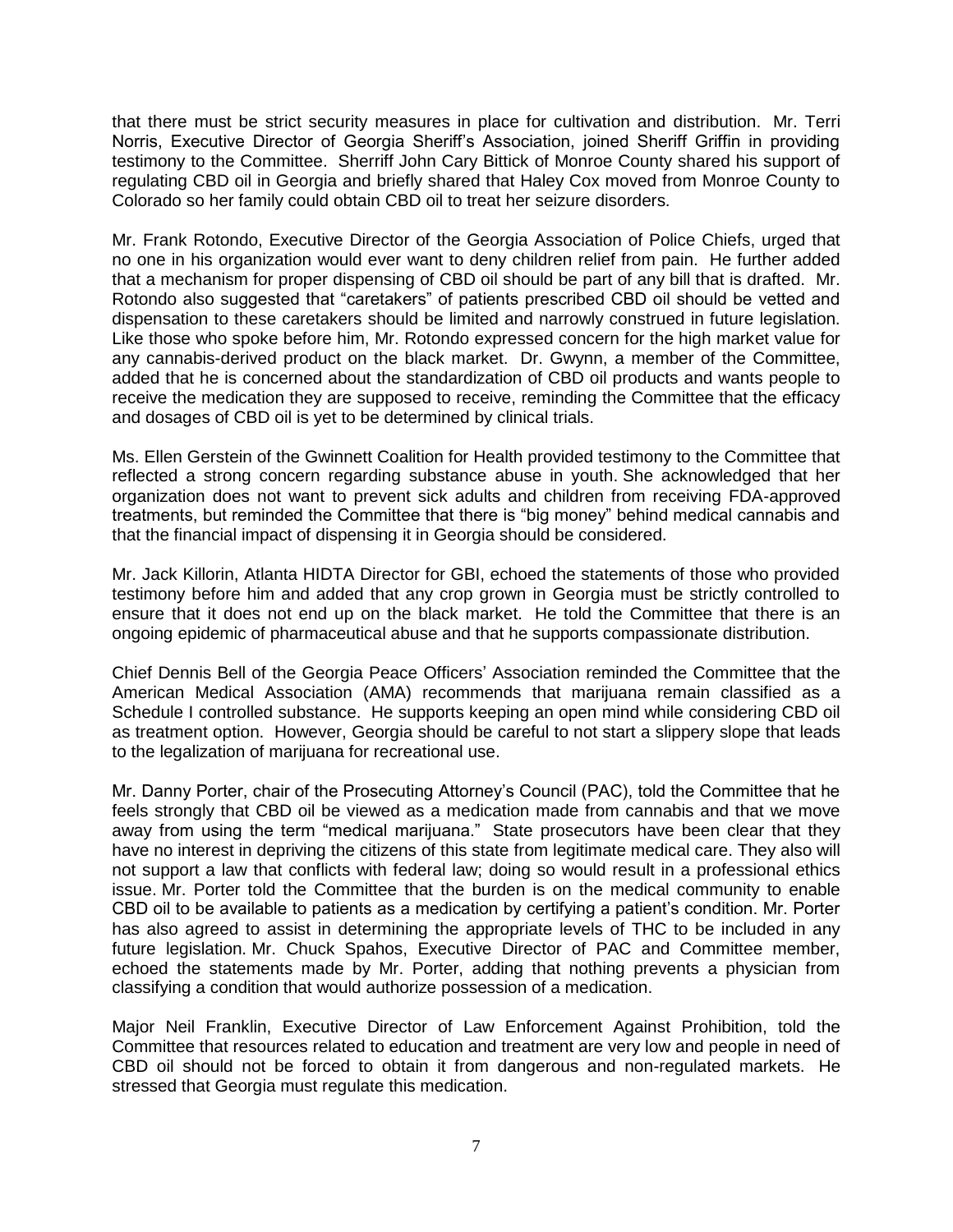that there must be strict security measures in place for cultivation and distribution. Mr. Terri Norris, Executive Director of Georgia Sheriff's Association, joined Sheriff Griffin in providing testimony to the Committee. Sherriff John Cary Bittick of Monroe County shared his support of regulating CBD oil in Georgia and briefly shared that Haley Cox moved from Monroe County to Colorado so her family could obtain CBD oil to treat her seizure disorders.

Mr. Frank Rotondo, Executive Director of the Georgia Association of Police Chiefs, urged that no one in his organization would ever want to deny children relief from pain. He further added that a mechanism for proper dispensing of CBD oil should be part of any bill that is drafted. Mr. Rotondo also suggested that "caretakers" of patients prescribed CBD oil should be vetted and dispensation to these caretakers should be limited and narrowly construed in future legislation. Like those who spoke before him, Mr. Rotondo expressed concern for the high market value for any cannabis-derived product on the black market. Dr. Gwynn, a member of the Committee, added that he is concerned about the standardization of CBD oil products and wants people to receive the medication they are supposed to receive, reminding the Committee that the efficacy and dosages of CBD oil is yet to be determined by clinical trials.

Ms. Ellen Gerstein of the Gwinnett Coalition for Health provided testimony to the Committee that reflected a strong concern regarding substance abuse in youth. She acknowledged that her organization does not want to prevent sick adults and children from receiving FDA-approved treatments, but reminded the Committee that there is "big money" behind medical cannabis and that the financial impact of dispensing it in Georgia should be considered.

Mr. Jack Killorin, Atlanta HIDTA Director for GBI, echoed the statements of those who provided testimony before him and added that any crop grown in Georgia must be strictly controlled to ensure that it does not end up on the black market. He told the Committee that there is an ongoing epidemic of pharmaceutical abuse and that he supports compassionate distribution.

Chief Dennis Bell of the Georgia Peace Officers' Association reminded the Committee that the American Medical Association (AMA) recommends that marijuana remain classified as a Schedule I controlled substance. He supports keeping an open mind while considering CBD oil as treatment option. However, Georgia should be careful to not start a slippery slope that leads to the legalization of marijuana for recreational use.

Mr. Danny Porter, chair of the Prosecuting Attorney's Council (PAC), told the Committee that he feels strongly that CBD oil be viewed as a medication made from cannabis and that we move away from using the term "medical marijuana." State prosecutors have been clear that they have no interest in depriving the citizens of this state from legitimate medical care. They also will not support a law that conflicts with federal law; doing so would result in a professional ethics issue. Mr. Porter told the Committee that the burden is on the medical community to enable CBD oil to be available to patients as a medication by certifying a patient's condition. Mr. Porter has also agreed to assist in determining the appropriate levels of THC to be included in any future legislation. Mr. Chuck Spahos, Executive Director of PAC and Committee member, echoed the statements made by Mr. Porter, adding that nothing prevents a physician from classifying a condition that would authorize possession of a medication.

Major Neil Franklin, Executive Director of Law Enforcement Against Prohibition, told the Committee that resources related to education and treatment are very low and people in need of CBD oil should not be forced to obtain it from dangerous and non-regulated markets. He stressed that Georgia must regulate this medication.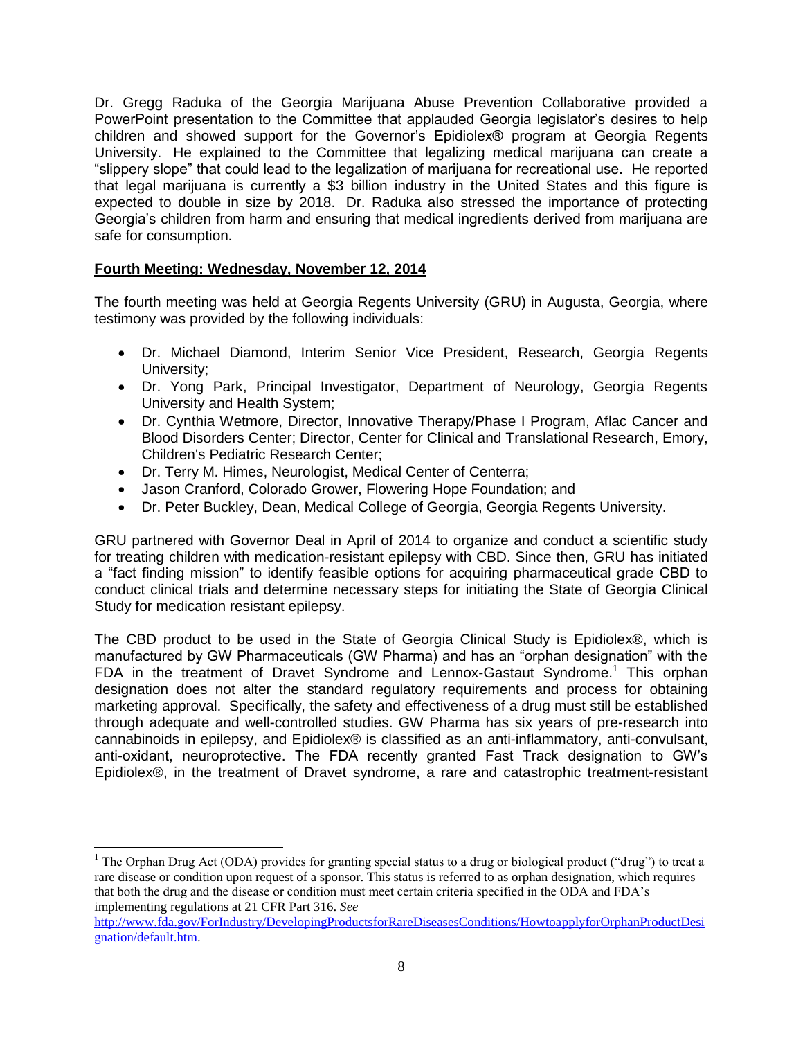Dr. Gregg Raduka of the Georgia Marijuana Abuse Prevention Collaborative provided a PowerPoint presentation to the Committee that applauded Georgia legislator's desires to help children and showed support for the Governor's Epidiolex® program at Georgia Regents University. He explained to the Committee that legalizing medical marijuana can create a "slippery slope" that could lead to the legalization of marijuana for recreational use. He reported that legal marijuana is currently a $3 billion industry in the United States and this figure is expected to double in size by 2018. Dr. Raduka also stressed the importance of protecting Georgia's children from harm and ensuring that medical ingredients derived from marijuana are safe for consumption.

**Fourth Meeting: Wednesday, November 12, 2014**

The fourth meeting was held at Georgia Regents University (GRU) in Augusta, Georgia, where testimony was provided by the following individuals:

- Dr. Michael Diamond, Interim Senior Vice President, Research, Georgia Regents University;
- Dr. Yong Park, Principal Investigator, Department of Neurology, Georgia Regents University and Health System;
- Dr. Cynthia Wetmore, Director, Innovative Therapy/Phase I Program, Aflac Cancer and Blood Disorders Center; Director, Center for Clinical and Translational Research, Emory, Children's Pediatric Research Center;
- Dr. Terry M. Himes, Neurologist, Medical Center of Centerra;
- Jason Cranford, Colorado Grower, Flowering Hope Foundation; and
- Dr. Peter Buckley, Dean, Medical College of Georgia, Georgia Regents University.

GRU partnered with Governor Deal in April of 2014 to organize and conduct a scientific study for treating children with medication-resistant epilepsy with CBD. Since then, GRU has initiated a "fact finding mission" to identify feasible options for acquiring pharmaceutical grade CBD to conduct clinical trials and determine necessary steps for initiating the State of Georgia Clinical Study for medication resistant epilepsy.

The CBD product to be used in the State of Georgia Clinical Study is Epidiolex®, which is manufactured by GW Pharmaceuticals (GW Pharma) and has an "orphan designation" with the FDA in the treatment of Dravet Syndrome and Lennox-Gastaut Syndrome.[1] This orphan designation does not alter the standard regulatory requirements and process for obtaining marketing approval. Specifically, the safety and effectiveness of a drug must still be established through adequate and well-controlled studies. GW Pharma has six years of pre-research into cannabinoids in epilepsy, and Epidiolex® is classified as an anti-inflammatory, anti-convulsant, anti-oxidant, neuroprotective. The FDA recently granted Fast Track designation to GW's Epidiolex®, in the treatment of Dravet syndrome, a rare and catastrophic treatment-resistant

[1] The Orphan Drug Act (ODA) provides for granting special status to a drug or biological product ("drug") to treat a rare disease or condition upon request of a sponsor. This status is referred to as orphan designation, which requires that both the drug and the disease or condition must meet certain criteria specified in the ODA and FDA's implementing regulations at 21 CFR Part 316. *See* http://www.fda.gov/ForIndustry/DevelopingProductsforRareDiseasesConditions/HowtoapplyforOrphanProductDesignation/default.htm.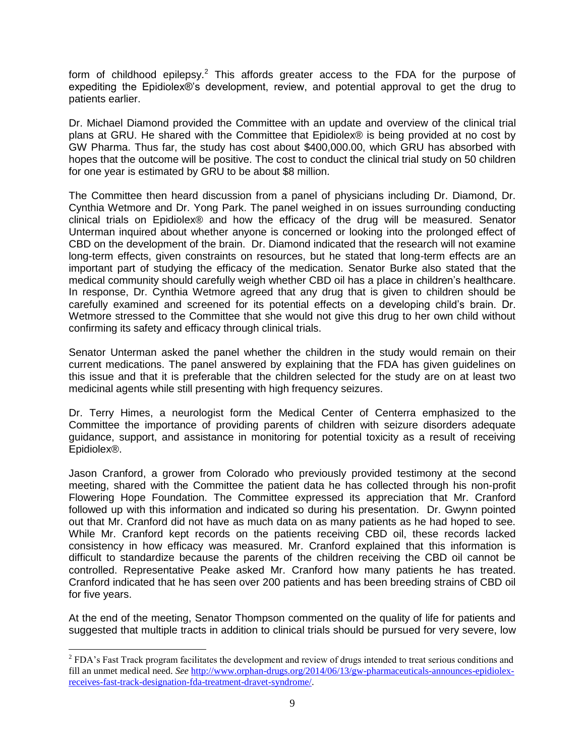form of childhood epilepsy.[2] This affords greater access to the FDA for the purpose of expediting the Epidiolex®'s development, review, and potential approval to get the drug to patients earlier.

Dr. Michael Diamond provided the Committee with an update and overview of the clinical trial plans at GRU. He shared with the Committee that Epidiolex® is being provided at no cost by GW Pharma. Thus far, the study has cost about $400,000.00, which GRU has absorbed with hopes that the outcome will be positive. The cost to conduct the clinical trial study on 50 children for one year is estimated by GRU to be about $8 million.

The Committee then heard discussion from a panel of physicians including Dr. Diamond, Dr. Cynthia Wetmore and Dr. Yong Park. The panel weighed in on issues surrounding conducting clinical trials on Epidiolex® and how the efficacy of the drug will be measured. Senator Unterman inquired about whether anyone is concerned or looking into the prolonged effect of CBD on the development of the brain. Dr. Diamond indicated that the research will not examine long-term effects, given constraints on resources, but he stated that long-term effects are an important part of studying the efficacy of the medication. Senator Burke also stated that the medical community should carefully weigh whether CBD oil has a place in children's healthcare. In response, Dr. Cynthia Wetmore agreed that any drug that is given to children should be carefully examined and screened for its potential effects on a developing child's brain. Dr. Wetmore stressed to the Committee that she would not give this drug to her own child without confirming its safety and efficacy through clinical trials.

Senator Unterman asked the panel whether the children in the study would remain on their current medications. The panel answered by explaining that the FDA has given guidelines on this issue and that it is preferable that the children selected for the study are on at least two medicinal agents while still presenting with high frequency seizures.

Dr. Terry Himes, a neurologist form the Medical Center of Centerra emphasized to the Committee the importance of providing parents of children with seizure disorders adequate guidance, support, and assistance in monitoring for potential toxicity as a result of receiving Epidiolex®.

Jason Cranford, a grower from Colorado who previously provided testimony at the second meeting, shared with the Committee the patient data he has collected through his non-profit Flowering Hope Foundation. The Committee expressed its appreciation that Mr. Cranford followed up with this information and indicated so during his presentation. Dr. Gwynn pointed out that Mr. Cranford did not have as much data on as many patients as he had hoped to see. While Mr. Cranford kept records on the patients receiving CBD oil, these records lacked consistency in how efficacy was measured. Mr. Cranford explained that this information is difficult to standardize because the parents of the children receiving the CBD oil cannot be controlled. Representative Peake asked Mr. Cranford how many patients he has treated. Cranford indicated that he has seen over 200 patients and has been breeding strains of CBD oil for five years.

At the end of the meeting, Senator Thompson commented on the quality of life for patients and suggested that multiple tracts in addition to clinical trials should be pursued for very severe, low

---

[2] FDA's Fast Track program facilitates the development and review of drugs intended to treat serious conditions and fill an unmet medical need. *See* http://www.orphan-drugs.org/2014/06/13/gw-pharmaceuticals-announces-epidiolex-receives-fast-track-designation-fda-treatment-dravet-syndrome/.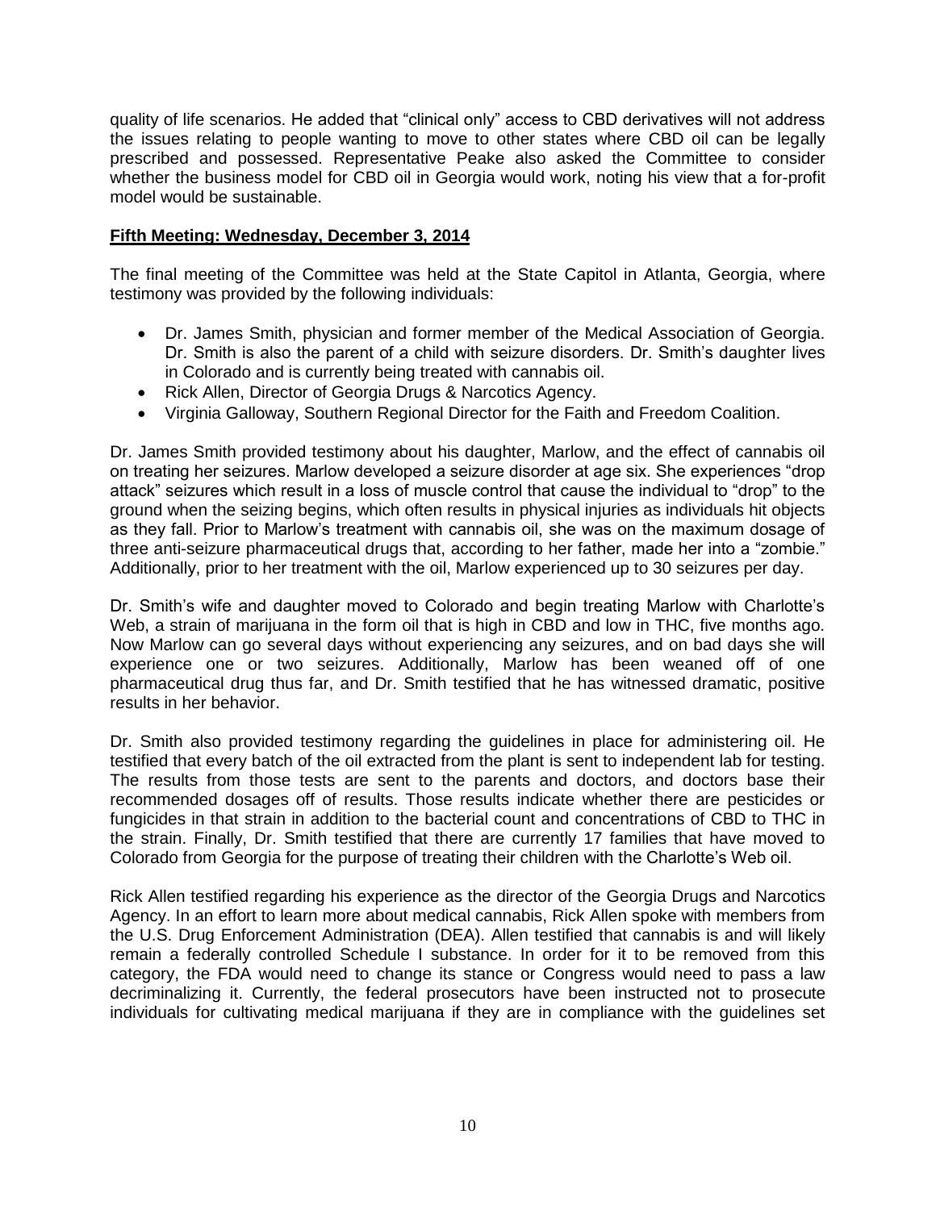quality of life scenarios. He added that "clinical only" access to CBD derivatives will not address the issues relating to people wanting to move to other states where CBD oil can be legally prescribed and possessed. Representative Peake also asked the Committee to consider whether the business model for CBD oil in Georgia would work, noting his view that a for-profit model would be sustainable.

**Fifth Meeting: Wednesday, December 3, 2014**

The final meeting of the Committee was held at the State Capitol in Atlanta, Georgia, where testimony was provided by the following individuals:

- Dr. James Smith, physician and former member of the Medical Association of Georgia. Dr. Smith is also the parent of a child with seizure disorders. Dr. Smith's daughter lives in Colorado and is currently being treated with cannabis oil.
- Rick Allen, Director of Georgia Drugs & Narcotics Agency.
- Virginia Galloway, Southern Regional Director for the Faith and Freedom Coalition.

Dr. James Smith provided testimony about his daughter, Marlow, and the effect of cannabis oil on treating her seizures. Marlow developed a seizure disorder at age six. She experiences "drop attack" seizures which result in a loss of muscle control that cause the individual to "drop" to the ground when the seizing begins, which often results in physical injuries as individuals hit objects as they fall. Prior to Marlow's treatment with cannabis oil, she was on the maximum dosage of three anti-seizure pharmaceutical drugs that, according to her father, made her into a "zombie." Additionally, prior to her treatment with the oil, Marlow experienced up to 30 seizures per day.

Dr. Smith's wife and daughter moved to Colorado and begin treating Marlow with Charlotte's Web, a strain of marijuana in the form oil that is high in CBD and low in THC, five months ago. Now Marlow can go several days without experiencing any seizures, and on bad days she will experience one or two seizures. Additionally, Marlow has been weaned off of one pharmaceutical drug thus far, and Dr. Smith testified that he has witnessed dramatic, positive results in her behavior.

Dr. Smith also provided testimony regarding the guidelines in place for administering oil. He testified that every batch of the oil extracted from the plant is sent to independent lab for testing. The results from those tests are sent to the parents and doctors, and doctors base their recommended dosages off of results. Those results indicate whether there are pesticides or fungicides in that strain in addition to the bacterial count and concentrations of CBD to THC in the strain. Finally, Dr. Smith testified that there are currently 17 families that have moved to Colorado from Georgia for the purpose of treating their children with the Charlotte's Web oil.

Rick Allen testified regarding his experience as the director of the Georgia Drugs and Narcotics Agency. In an effort to learn more about medical cannabis, Rick Allen spoke with members from the U.S. Drug Enforcement Administration (DEA). Allen testified that cannabis is and will likely remain a federally controlled Schedule I substance. In order for it to be removed from this category, the FDA would need to change its stance or Congress would need to pass a law decriminalizing it. Currently, the federal prosecutors have been instructed not to prosecute individuals for cultivating medical marijuana if they are in compliance with the guidelines set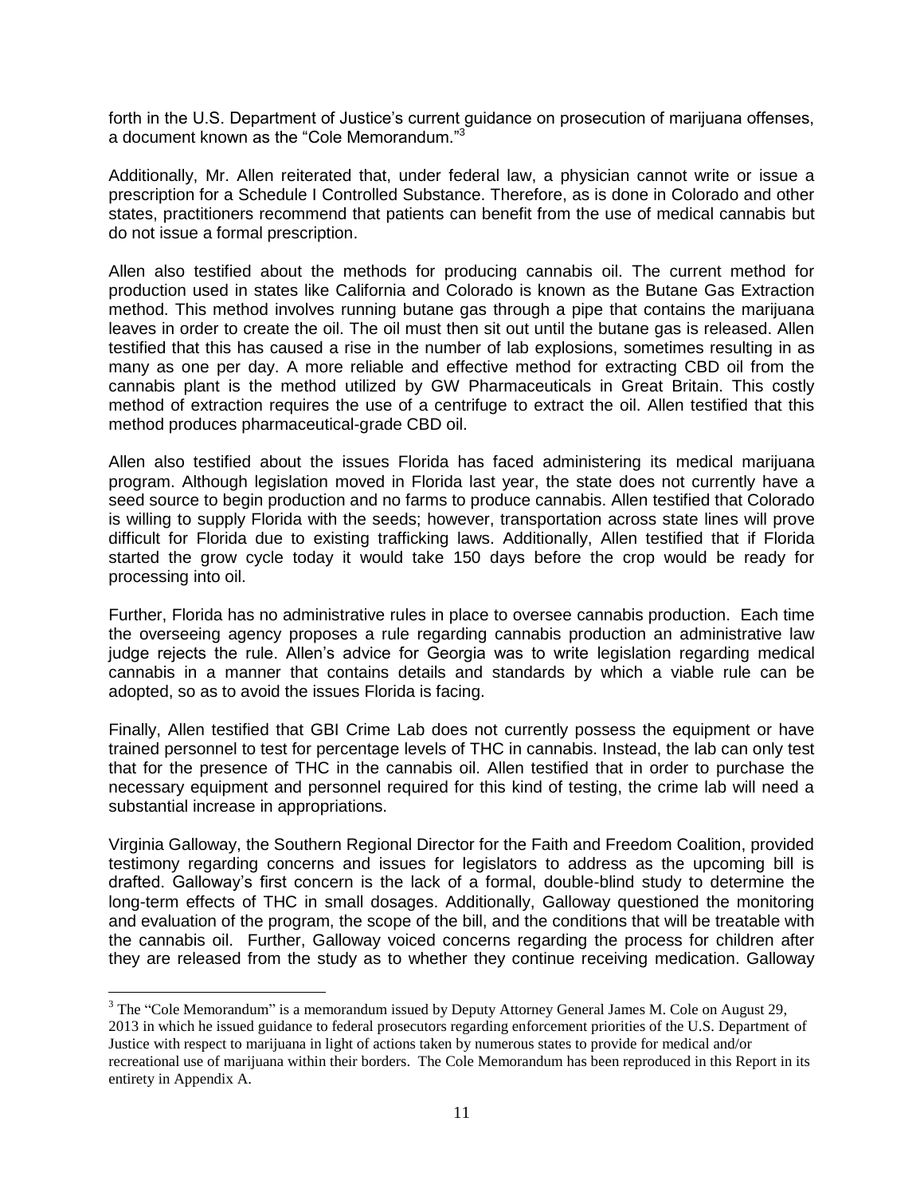forth in the U.S. Department of Justice's current guidance on prosecution of marijuana offenses, a document known as the "Cole Memorandum."[3]

Additionally, Mr. Allen reiterated that, under federal law, a physician cannot write or issue a prescription for a Schedule I Controlled Substance. Therefore, as is done in Colorado and other states, practitioners recommend that patients can benefit from the use of medical cannabis but do not issue a formal prescription.

Allen also testified about the methods for producing cannabis oil. The current method for production used in states like California and Colorado is known as the Butane Gas Extraction method. This method involves running butane gas through a pipe that contains the marijuana leaves in order to create the oil. The oil must then sit out until the butane gas is released. Allen testified that this has caused a rise in the number of lab explosions, sometimes resulting in as many as one per day. A more reliable and effective method for extracting CBD oil from the cannabis plant is the method utilized by GW Pharmaceuticals in Great Britain. This costly method of extraction requires the use of a centrifuge to extract the oil. Allen testified that this method produces pharmaceutical-grade CBD oil.

Allen also testified about the issues Florida has faced administering its medical marijuana program. Although legislation moved in Florida last year, the state does not currently have a seed source to begin production and no farms to produce cannabis. Allen testified that Colorado is willing to supply Florida with the seeds; however, transportation across state lines will prove difficult for Florida due to existing trafficking laws. Additionally, Allen testified that if Florida started the grow cycle today it would take 150 days before the crop would be ready for processing into oil.

Further, Florida has no administrative rules in place to oversee cannabis production. Each time the overseeing agency proposes a rule regarding cannabis production an administrative law judge rejects the rule. Allen's advice for Georgia was to write legislation regarding medical cannabis in a manner that contains details and standards by which a viable rule can be adopted, so as to avoid the issues Florida is facing.

Finally, Allen testified that GBI Crime Lab does not currently possess the equipment or have trained personnel to test for percentage levels of THC in cannabis. Instead, the lab can only test that for the presence of THC in the cannabis oil. Allen testified that in order to purchase the necessary equipment and personnel required for this kind of testing, the crime lab will need a substantial increase in appropriations.

Virginia Galloway, the Southern Regional Director for the Faith and Freedom Coalition, provided testimony regarding concerns and issues for legislators to address as the upcoming bill is drafted. Galloway's first concern is the lack of a formal, double-blind study to determine the long-term effects of THC in small dosages. Additionally, Galloway questioned the monitoring and evaluation of the program, the scope of the bill, and the conditions that will be treatable with the cannabis oil. Further, Galloway voiced concerns regarding the process for children after they are released from the study as to whether they continue receiving medication. Galloway

---

[3] The "Cole Memorandum" is a memorandum issued by Deputy Attorney General James M. Cole on August 29, 2013 in which he issued guidance to federal prosecutors regarding enforcement priorities of the U.S. Department of Justice with respect to marijuana in light of actions taken by numerous states to provide for medical and/or recreational use of marijuana within their borders. The Cole Memorandum has been reproduced in this Report in its entirety in Appendix A.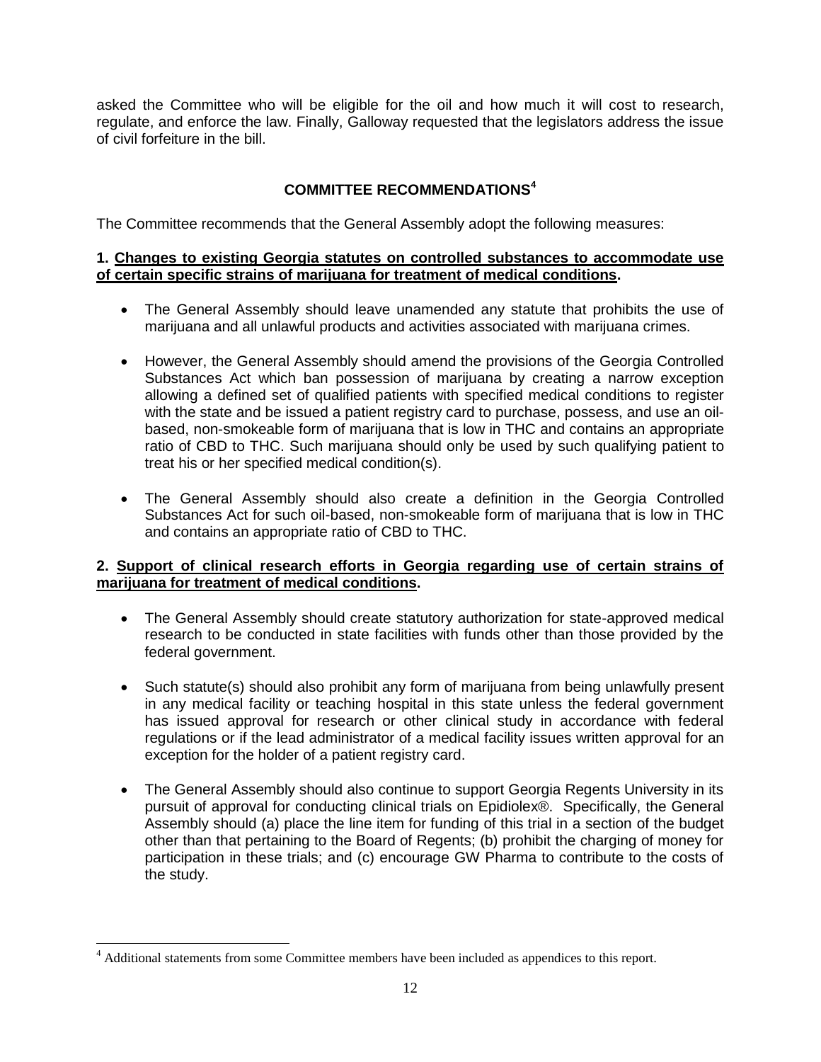asked the Committee who will be eligible for the oil and how much it will cost to research, regulate, and enforce the law. Finally, Galloway requested that the legislators address the issue of civil forfeiture in the bill.

## COMMITTEE RECOMMENDATIONS[4]

The Committee recommends that the General Assembly adopt the following measures:

**1. <u>Changes to existing Georgia statutes on controlled substances to accommodate use of certain specific strains of marijuana for treatment of medical conditions</u>.**

- The General Assembly should leave unamended any statute that prohibits the use of marijuana and all unlawful products and activities associated with marijuana crimes.
- However, the General Assembly should amend the provisions of the Georgia Controlled Substances Act which ban possession of marijuana by creating a narrow exception allowing a defined set of qualified patients with specified medical conditions to register with the state and be issued a patient registry card to purchase, possess, and use an oil-based, non-smokeable form of marijuana that is low in THC and contains an appropriate ratio of CBD to THC. Such marijuana should only be used by such qualifying patient to treat his or her specified medical condition(s).
- The General Assembly should also create a definition in the Georgia Controlled Substances Act for such oil-based, non-smokeable form of marijuana that is low in THC and contains an appropriate ratio of CBD to THC.

**2. <u>Support of clinical research efforts in Georgia regarding use of certain strains of marijuana for treatment of medical conditions</u>.**

- The General Assembly should create statutory authorization for state-approved medical research to be conducted in state facilities with funds other than those provided by the federal government.
- Such statute(s) should also prohibit any form of marijuana from being unlawfully present in any medical facility or teaching hospital in this state unless the federal government has issued approval for research or other clinical study in accordance with federal regulations or if the lead administrator of a medical facility issues written approval for an exception for the holder of a patient registry card.
- The General Assembly should also continue to support Georgia Regents University in its pursuit of approval for conducting clinical trials on Epidiolex®. Specifically, the General Assembly should (a) place the line item for funding of this trial in a section of the budget other than that pertaining to the Board of Regents; (b) prohibit the charging of money for participation in these trials; and (c) encourage GW Pharma to contribute to the costs of the study.

---

[4] Additional statements from some Committee members have been included as appendices to this report.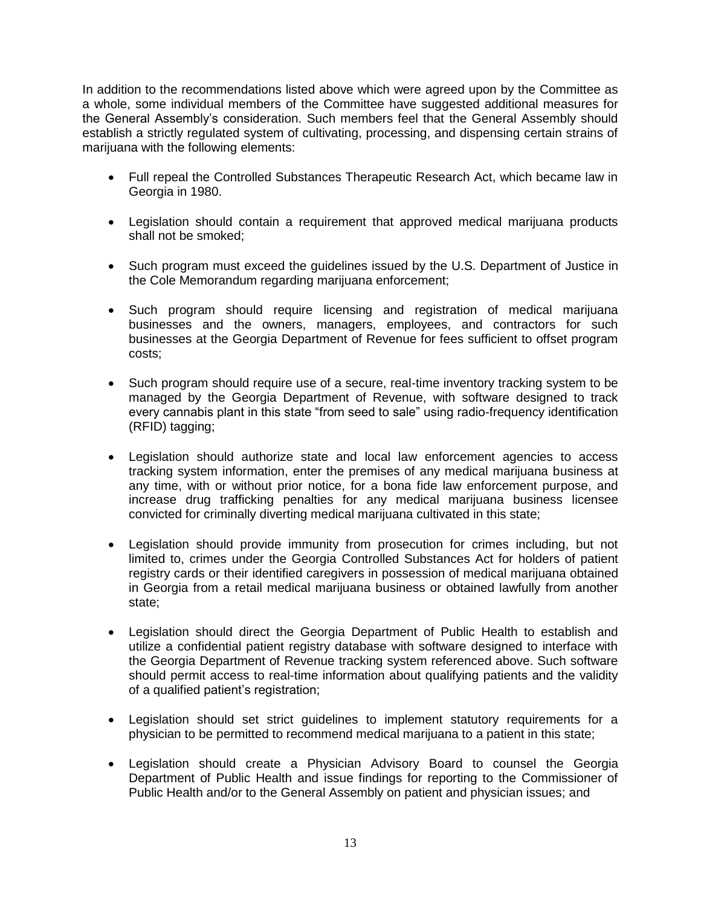In addition to the recommendations listed above which were agreed upon by the Committee as a whole, some individual members of the Committee have suggested additional measures for the General Assembly's consideration. Such members feel that the General Assembly should establish a strictly regulated system of cultivating, processing, and dispensing certain strains of marijuana with the following elements:

- Full repeal the Controlled Substances Therapeutic Research Act, which became law in Georgia in 1980.
- Legislation should contain a requirement that approved medical marijuana products shall not be smoked;
- Such program must exceed the guidelines issued by the U.S. Department of Justice in the Cole Memorandum regarding marijuana enforcement;
- Such program should require licensing and registration of medical marijuana businesses and the owners, managers, employees, and contractors for such businesses at the Georgia Department of Revenue for fees sufficient to offset program costs;
- Such program should require use of a secure, real-time inventory tracking system to be managed by the Georgia Department of Revenue, with software designed to track every cannabis plant in this state "from seed to sale" using radio-frequency identification (RFID) tagging;
- Legislation should authorize state and local law enforcement agencies to access tracking system information, enter the premises of any medical marijuana business at any time, with or without prior notice, for a bona fide law enforcement purpose, and increase drug trafficking penalties for any medical marijuana business licensee convicted for criminally diverting medical marijuana cultivated in this state;
- Legislation should provide immunity from prosecution for crimes including, but not limited to, crimes under the Georgia Controlled Substances Act for holders of patient registry cards or their identified caregivers in possession of medical marijuana obtained in Georgia from a retail medical marijuana business or obtained lawfully from another state;
- Legislation should direct the Georgia Department of Public Health to establish and utilize a confidential patient registry database with software designed to interface with the Georgia Department of Revenue tracking system referenced above. Such software should permit access to real-time information about qualifying patients and the validity of a qualified patient's registration;
- Legislation should set strict guidelines to implement statutory requirements for a physician to be permitted to recommend medical marijuana to a patient in this state;
- Legislation should create a Physician Advisory Board to counsel the Georgia Department of Public Health and issue findings for reporting to the Commissioner of Public Health and/or to the General Assembly on patient and physician issues; and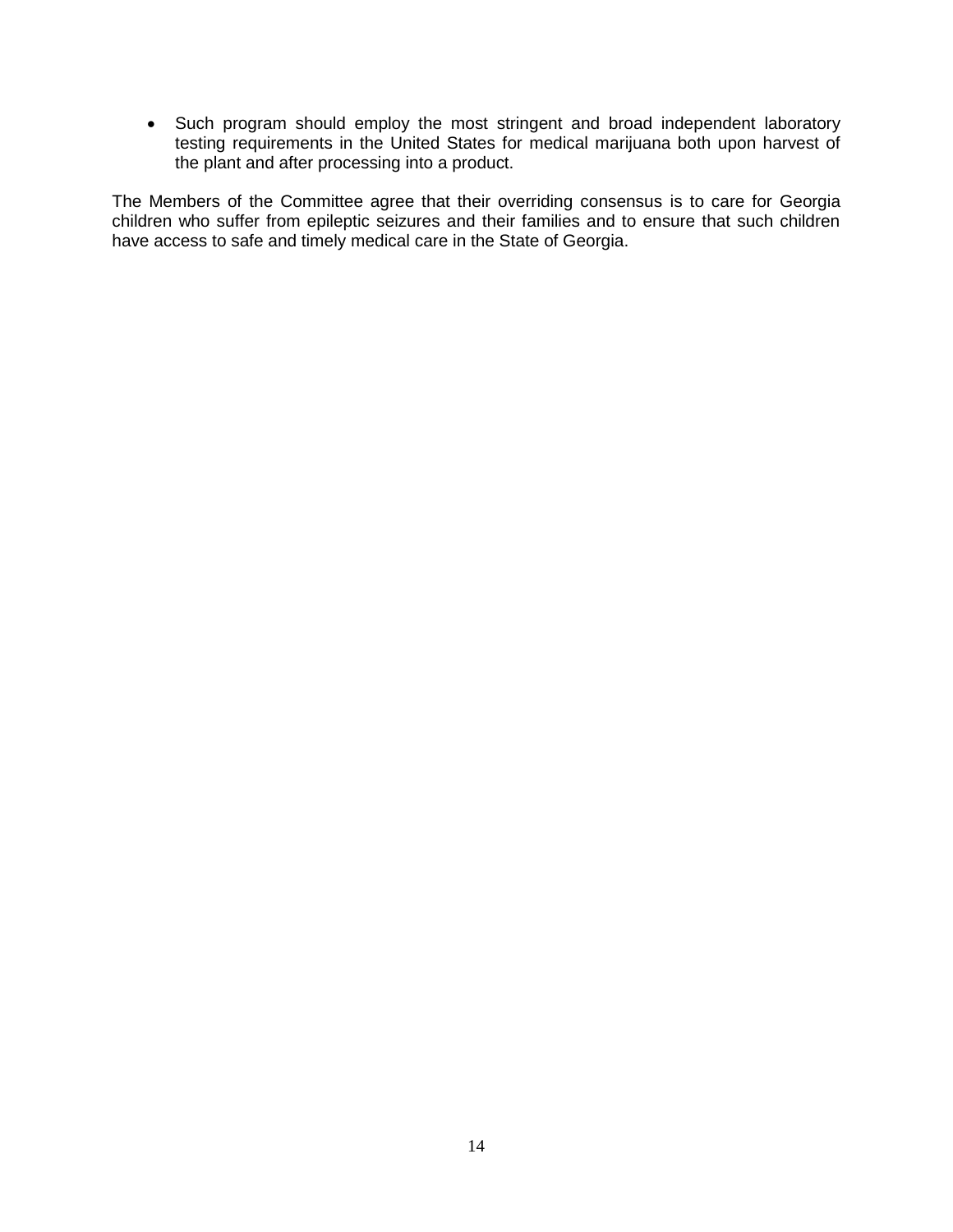- Such program should employ the most stringent and broad independent laboratory testing requirements in the United States for medical marijuana both upon harvest of the plant and after processing into a product.

The Members of the Committee agree that their overriding consensus is to care for Georgia children who suffer from epileptic seizures and their families and to ensure that such children have access to safe and timely medical care in the State of Georgia.